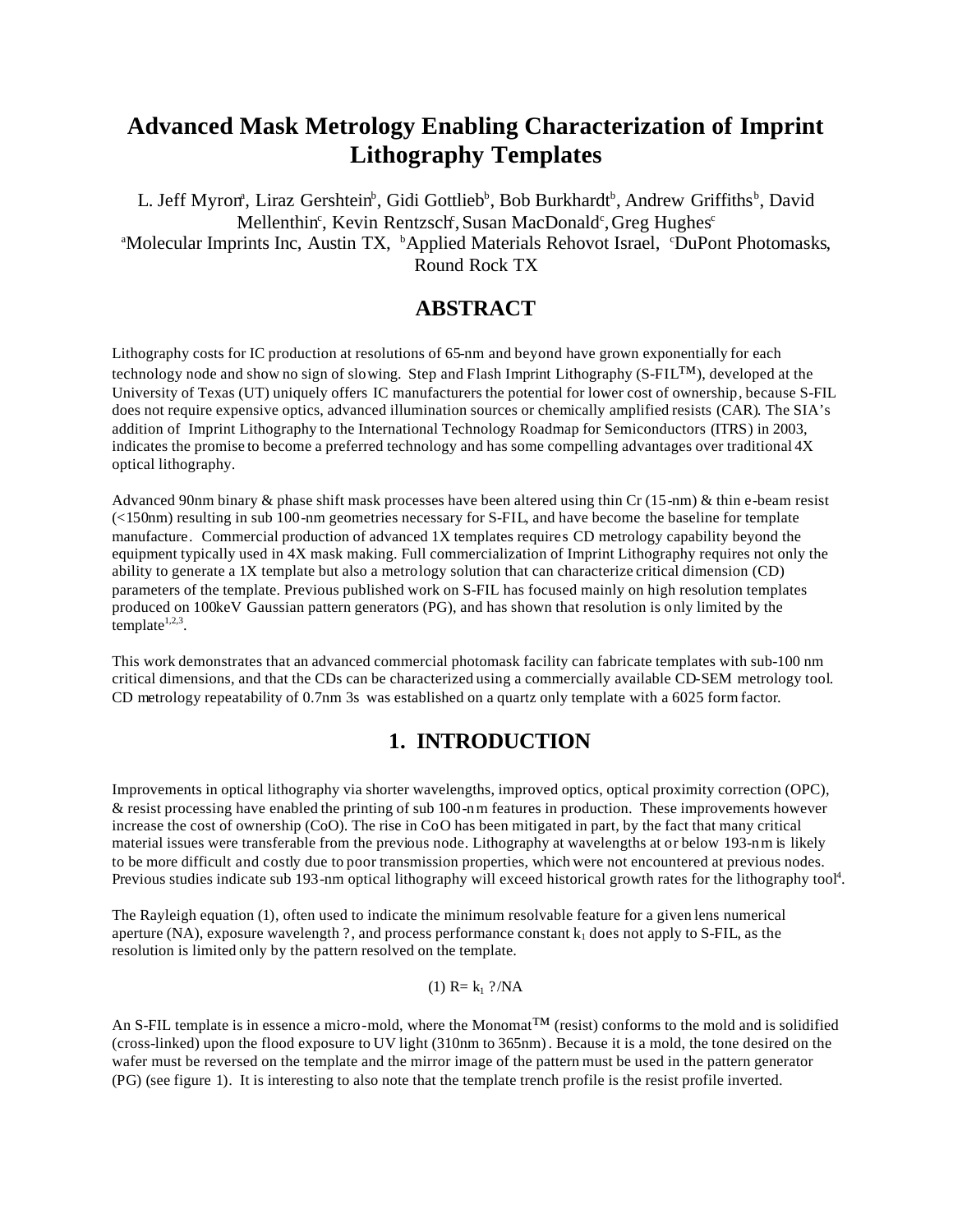# Advanced Mask Metrology Enabling Characterization of Imprint Lithography Templates

L. Jeff Myron[a], Liraz Gershtein[b], Gidi Gottlieb[b], Bob Burkhardt[b], Andrew Griffiths[b], David Mellenthin[c], Kevin Rentzsch[c], Susan MacDonald[c], Greg Hughes[c]

[a]Molecular Imprints Inc, Austin TX, [b]Applied Materials Rehovot Israel, [c]DuPont Photomasks, Round Rock TX

## ABSTRACT

Lithography costs for IC production at resolutions of 65-nm and beyond have grown exponentially for each technology node and show no sign of slowing. Step and Flash Imprint Lithography (S-FIL™), developed at the University of Texas (UT) uniquely offers IC manufacturers the potential for lower cost of ownership, because S-FIL does not require expensive optics, advanced illumination sources or chemically amplified resists (CAR). The SIA's addition of Imprint Lithography to the International Technology Roadmap for Semiconductors (ITRS) in 2003, indicates the promise to become a preferred technology and has some compelling advantages over traditional 4X optical lithography.

Advanced 90nm binary & phase shift mask processes have been altered using thin Cr (15-nm) & thin e-beam resist (<150nm) resulting in sub 100-nm geometries necessary for S-FIL, and have become the baseline for template manufacture. Commercial production of advanced 1X templates requires CD metrology capability beyond the equipment typically used in 4X mask making. Full commercialization of Imprint Lithography requires not only the ability to generate a 1X template but also a metrology solution that can characterize critical dimension (CD) parameters of the template. Previous published work on S-FIL has focused mainly on high resolution templates produced on 100keV Gaussian pattern generators (PG), and has shown that resolution is only limited by the template[1,2,3].

This work demonstrates that an advanced commercial photomask facility can fabricate templates with sub-100 nm critical dimensions, and that the CDs can be characterized using a commercially available CD-SEM metrology tool. CD metrology repeatability of 0.7nm 3s was established on a quartz only template with a 6025 form factor.

## 1. INTRODUCTION

Improvements in optical lithography via shorter wavelengths, improved optics, optical proximity correction (OPC), & resist processing have enabled the printing of sub 100-nm features in production. These improvements however increase the cost of ownership (CoO). The rise in CoO has been mitigated in part, by the fact that many critical material issues were transferable from the previous node. Lithography at wavelengths at or below 193-nm is likely to be more difficult and costly due to poor transmission properties, which were not encountered at previous nodes. Previous studies indicate sub 193-nm optical lithography will exceed historical growth rates for the lithography tool[4].

The Rayleigh equation (1), often used to indicate the minimum resolvable feature for a given lens numerical aperture (NA), exposure wavelength ?, and process performance constant $k_1$ does not apply to S-FIL, as the resolution is limited only by the pattern resolved on the template.

$$(1)\ R = k_1\ ?/NA$$

An S-FIL template is in essence a micro-mold, where the Monomat™ (resist) conforms to the mold and is solidified (cross-linked) upon the flood exposure to UV light (310nm to 365nm). Because it is a mold, the tone desired on the wafer must be reversed on the template and the mirror image of the pattern must be used in the pattern generator (PG) (see figure 1). It is interesting to also note that the template trench profile is the resist profile inverted.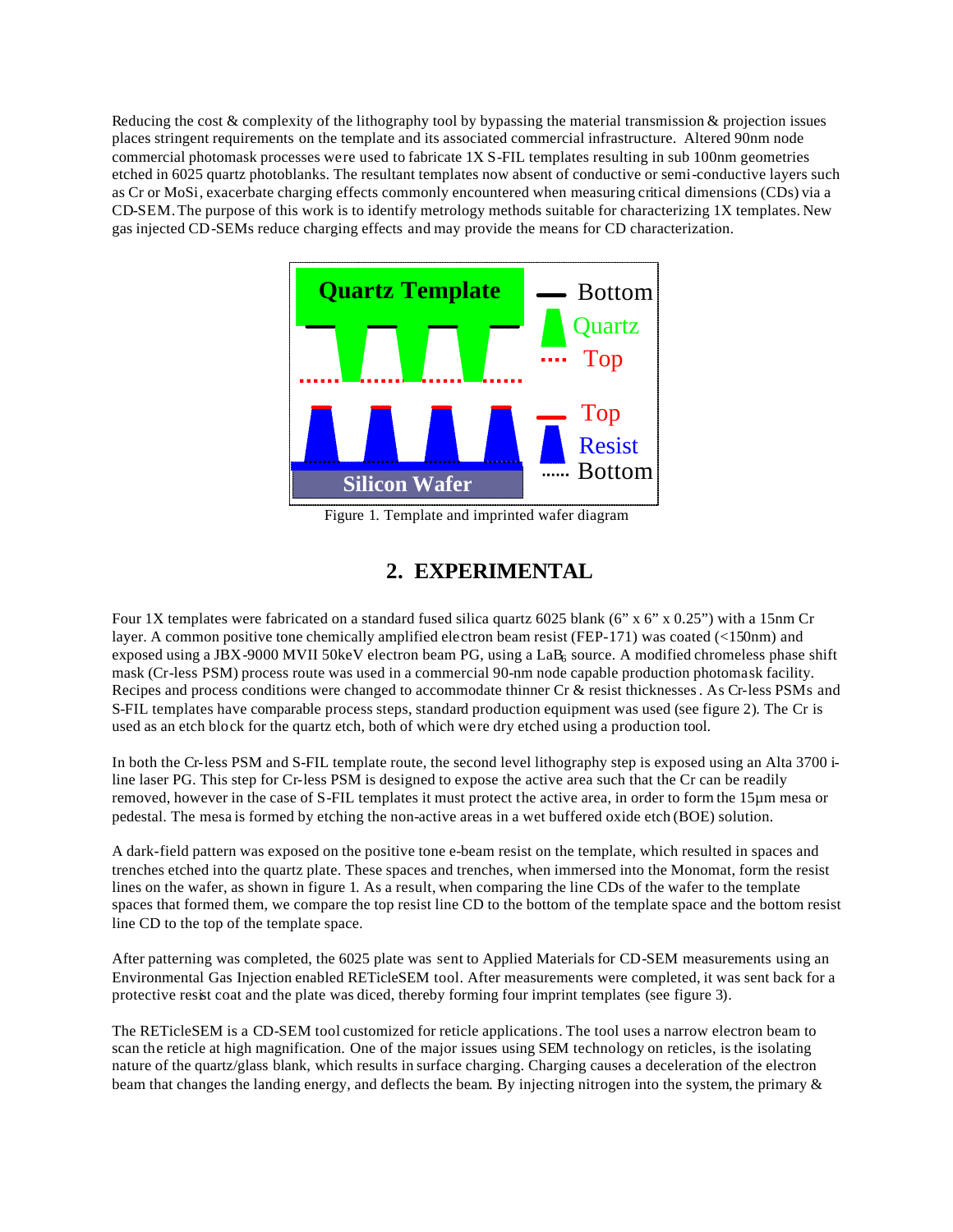Reducing the cost & complexity of the lithography tool by bypassing the material transmission & projection issues places stringent requirements on the template and its associated commercial infrastructure. Altered 90nm node commercial photomask processes were used to fabricate 1X S-FIL templates resulting in sub 100nm geometries etched in 6025 quartz photoblanks. The resultant templates now absent of conductive or semi-conductive layers such as Cr or MoSi, exacerbate charging effects commonly encountered when measuring critical dimensions (CDs) via a CD-SEM. The purpose of this work is to identify metrology methods suitable for characterizing 1X templates. New gas injected CD-SEMs reduce charging effects and may provide the means for CD characterization.

Figure 1. Template and imprinted wafer diagram

## 2. EXPERIMENTAL

Four 1X templates were fabricated on a standard fused silica quartz 6025 blank (6" x 6" x 0.25") with a 15nm Cr layer. A common positive tone chemically amplified electron beam resist (FEP-171) was coated (<150nm) and exposed using a JBX-9000 MVII 50keV electron beam PG, using a $LaB_6$ source. A modified chromeless phase shift mask (Cr-less PSM) process route was used in a commercial 90-nm node capable production photomask facility. Recipes and process conditions were changed to accommodate thinner Cr & resist thicknesses. As Cr-less PSMs and S-FIL templates have comparable process steps, standard production equipment was used (see figure 2). The Cr is used as an etch block for the quartz etch, both of which were dry etched using a production tool.

In both the Cr-less PSM and S-FIL template route, the second level lithography step is exposed using an Alta 3700 i-line laser PG. This step for Cr-less PSM is designed to expose the active area such that the Cr can be readily removed, however in the case of S-FIL templates it must protect the active area, in order to form the 15µm mesa or pedestal. The mesa is formed by etching the non-active areas in a wet buffered oxide etch (BOE) solution.

A dark-field pattern was exposed on the positive tone e-beam resist on the template, which resulted in spaces and trenches etched into the quartz plate. These spaces and trenches, when immersed into the Monomat, form the resist lines on the wafer, as shown in figure 1. As a result, when comparing the line CDs of the wafer to the template spaces that formed them, we compare the top resist line CD to the bottom of the template space and the bottom resist line CD to the top of the template space.

After patterning was completed, the 6025 plate was sent to Applied Materials for CD-SEM measurements using an Environmental Gas Injection enabled RETicleSEM tool. After measurements were completed, it was sent back for a protective resist coat and the plate was diced, thereby forming four imprint templates (see figure 3).

The RETicleSEM is a CD-SEM tool customized for reticle applications. The tool uses a narrow electron beam to scan the reticle at high magnification. One of the major issues using SEM technology on reticles, is the isolating nature of the quartz/glass blank, which results in surface charging. Charging causes a deceleration of the electron beam that changes the landing energy, and deflects the beam. By injecting nitrogen into the system, the primary &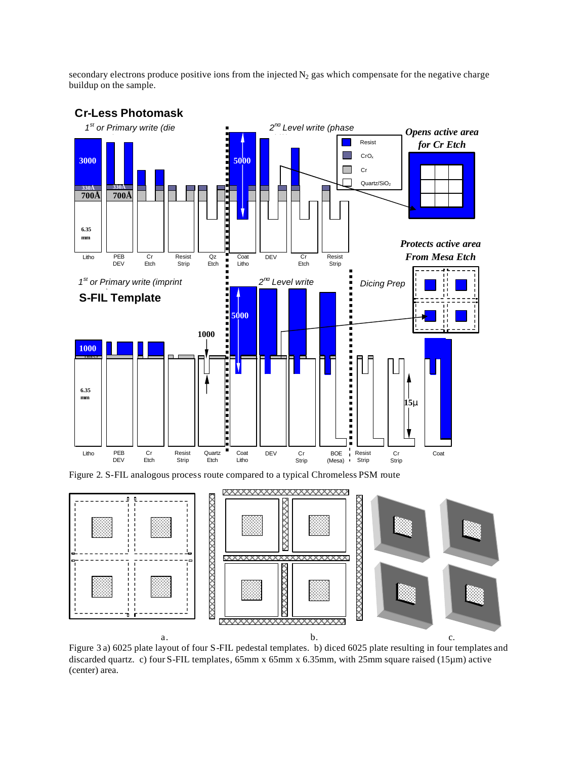secondary electrons produce positive ions from the injected $N_2$ gas which compensate for the negative charge buildup on the sample.

Figure 2. S-FIL analogous process route compared to a typical Chromeless PSM route

a. b. c.

Figure 3 a) 6025 plate layout of four S-FIL pedestal templates. b) diced 6025 plate resulting in four templates and discarded quartz. c) four S-FIL templates, 65mm x 65mm x 6.35mm, with 25mm square raised (15µm) active (center) area.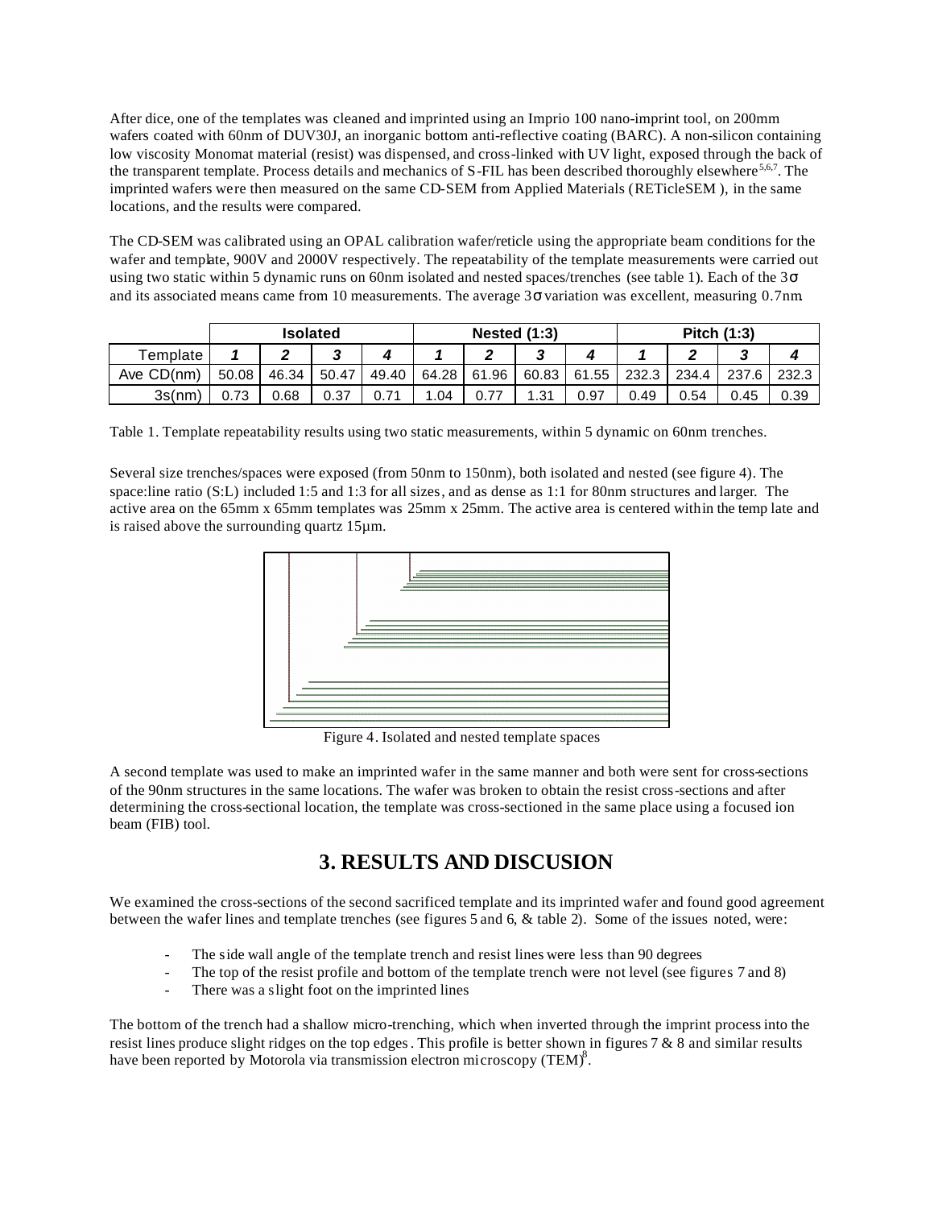After dice, one of the templates was cleaned and imprinted using an Imprio 100 nano-imprint tool, on 200mm wafers coated with 60nm of DUV30J, an inorganic bottom anti-reflective coating (BARC). A non-silicon containing low viscosity Monomat material (resist) was dispensed, and cross-linked with UV light, exposed through the back of the transparent template. Process details and mechanics of S-FIL has been described thoroughly elsewhere[5,6,7]. The imprinted wafers were then measured on the same CD-SEM from Applied Materials (RETicleSEM ), in the same locations, and the results were compared.

The CD-SEM was calibrated using an OPAL calibration wafer/reticle using the appropriate beam conditions for the wafer and template, 900V and 2000V respectively. The repeatability of the template measurements were carried out using two static within 5 dynamic runs on 60nm isolated and nested spaces/trenches (see table 1). Each of the 3σ and its associated means came from 10 measurements. The average 3σ variation was excellent, measuring 0.7nm.

| | Isolated | | | | Nested (1:3) | | | | Pitch (1:3) | | | |
|---|---|---|---|---|---|---|---|---|---|---|---|---|
| Template | *1* | *2* | *3* | *4* | *1* | *2* | *3* | *4* | *1* | *2* | *3* | *4* |
| Ave CD(nm) | 50.08 | 46.34 | 50.47 | 49.40 | 64.28 | 61.96 | 60.83 | 61.55 | 232.3 | 234.4 | 237.6 | 232.3 |
| 3s(nm) | 0.73 | 0.68 | 0.37 | 0.71 | 1.04 | 0.77 | 1.31 | 0.97 | 0.49 | 0.54 | 0.45 | 0.39 |

Table 1. Template repeatability results using two static measurements, within 5 dynamic on 60nm trenches.

Several size trenches/spaces were exposed (from 50nm to 150nm), both isolated and nested (see figure 4). The space:line ratio (S:L) included 1:5 and 1:3 for all sizes, and as dense as 1:1 for 80nm structures and larger. The active area on the 65mm x 65mm templates was 25mm x 25mm. The active area is centered within the template and is raised above the surrounding quartz 15µm.

Figure 4. Isolated and nested template spaces

A second template was used to make an imprinted wafer in the same manner and both were sent for cross-sections of the 90nm structures in the same locations. The wafer was broken to obtain the resist cross-sections and after determining the cross-sectional location, the template was cross-sectioned in the same place using a focused ion beam (FIB) tool.

## 3. RESULTS AND DISCUSION

We examined the cross-sections of the second sacrificed template and its imprinted wafer and found good agreement between the wafer lines and template trenches (see figures 5 and 6, & table 2). Some of the issues noted, were:

- The side wall angle of the template trench and resist lines were less than 90 degrees
- The top of the resist profile and bottom of the template trench were not level (see figures 7 and 8)
- There was a slight foot on the imprinted lines

The bottom of the trench had a shallow micro-trenching, which when inverted through the imprint process into the resist lines produce slight ridges on the top edges. This profile is better shown in figures 7 & 8 and similar results have been reported by Motorola via transmission electron microscopy (TEM)[8].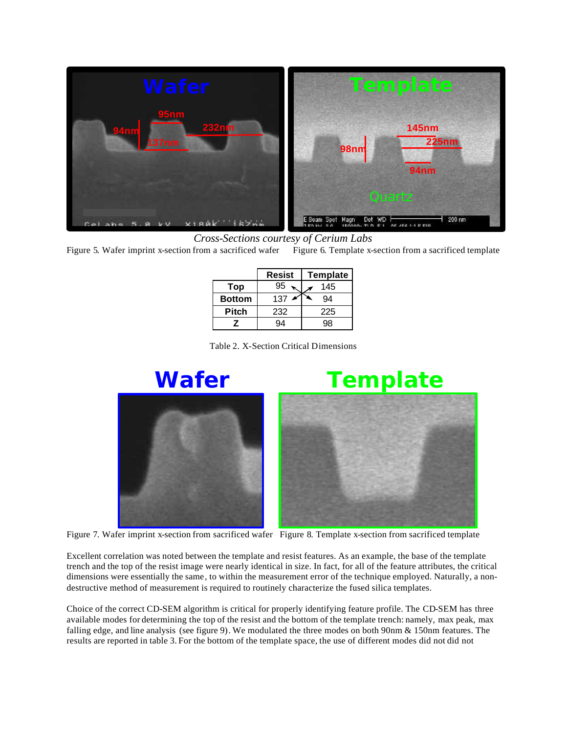*Cross-Sections courtesy of Cerium Labs*

Figure 5. Wafer imprint x-section from a sacrificed wafer    Figure 6. Template x-section from a sacrificed template

| | Resist | Template |
|---|---|---|
| **Top** | 95 | 145 |
| **Bottom** | 137 | 94 |
| **Pitch** | 232 | 225 |
| **Z** | 94 | 98 |

Table 2. X-Section Critical Dimensions

Figure 7. Wafer imprint x-section from sacrificed wafer    Figure 8. Template x-section from sacrificed template

Excellent correlation was noted between the template and resist features. As an example, the base of the template trench and the top of the resist image were nearly identical in size. In fact, for all of the feature attributes, the critical dimensions were essentially the same, to within the measurement error of the technique employed. Naturally, a non-destructive method of measurement is required to routinely characterize the fused silica templates.

Choice of the correct CD-SEM algorithm is critical for properly identifying feature profile. The CD-SEM has three available modes for determining the top of the resist and the bottom of the template trench: namely, max peak, max falling edge, and line analysis (see figure 9). We modulated the three modes on both 90nm & 150nm features. The results are reported in table 3. For the bottom of the template space, the use of different modes did not did not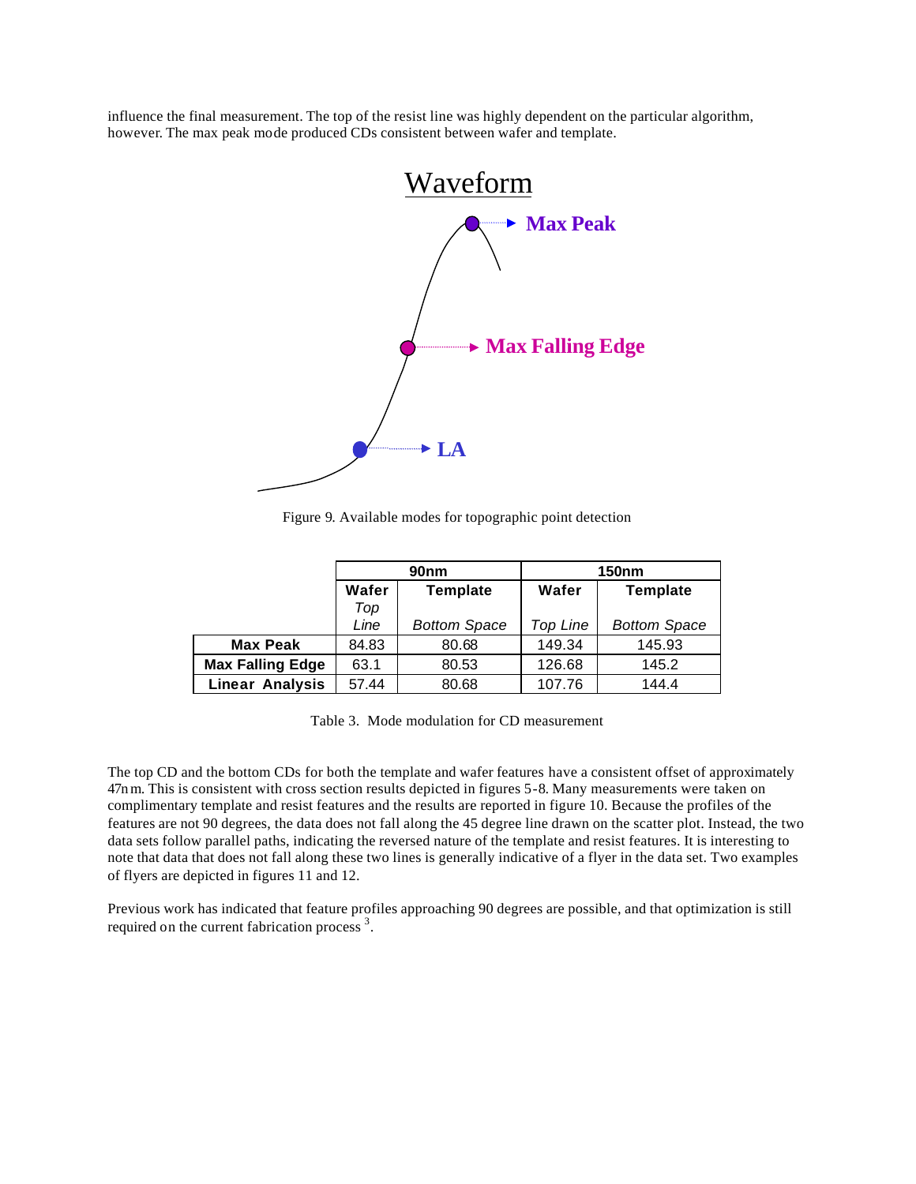influence the final measurement. The top of the resist line was highly dependent on the particular algorithm, however. The max peak mode produced CDs consistent between wafer and template.

Figure 9. Available modes for topographic point detection

| | 90nm | | 150nm | |
|---|---|---|---|---|
| | **Wafer** *Top Line* | **Template** *Bottom Space* | **Wafer** *Top Line* | **Template** *Bottom Space* |
| **Max Peak** | 84.83 | 80.68 | 149.34 | 145.93 |
| **Max Falling Edge** | 63.1 | 80.53 | 126.68 | 145.2 |
| **Linear Analysis** | 57.44 | 80.68 | 107.76 | 144.4 |

Table 3. Mode modulation for CD measurement

The top CD and the bottom CDs for both the template and wafer features have a consistent offset of approximately 47nm. This is consistent with cross section results depicted in figures 5-8. Many measurements were taken on complimentary template and resist features and the results are reported in figure 10. Because the profiles of the features are not 90 degrees, the data does not fall along the 45 degree line drawn on the scatter plot. Instead, the two data sets follow parallel paths, indicating the reversed nature of the template and resist features. It is interesting to note that data that does not fall along these two lines is generally indicative of a flyer in the data set. Two examples of flyers are depicted in figures 11 and 12.

Previous work has indicated that feature profiles approaching 90 degrees are possible, and that optimization is still required on the current fabrication process [3].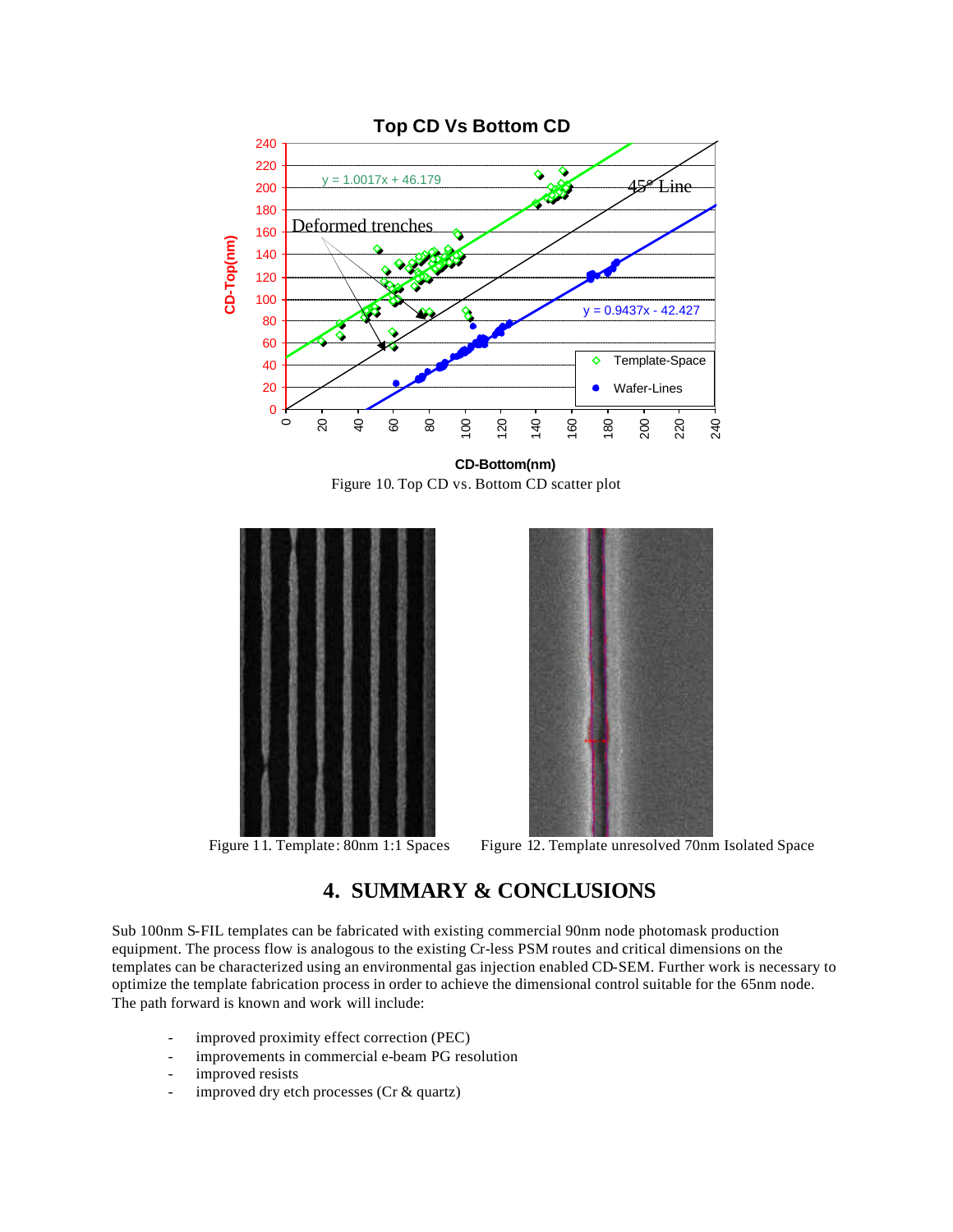Figure 10. Top CD vs. Bottom CD scatter plot

Figure 11. Template: 80nm 1:1 Spaces

Figure 12. Template unresolved 70nm Isolated Space

## 4. SUMMARY & CONCLUSIONS

Sub 100nm S-FIL templates can be fabricated with existing commercial 90nm node photomask production equipment. The process flow is analogous to the existing Cr-less PSM routes and critical dimensions on the templates can be characterized using an environmental gas injection enabled CD-SEM. Further work is necessary to optimize the template fabrication process in order to achieve the dimensional control suitable for the 65nm node. The path forward is known and work will include:

- improved proximity effect correction (PEC)
- improvements in commercial e-beam PG resolution
- improved resists
- improved dry etch processes (Cr & quartz)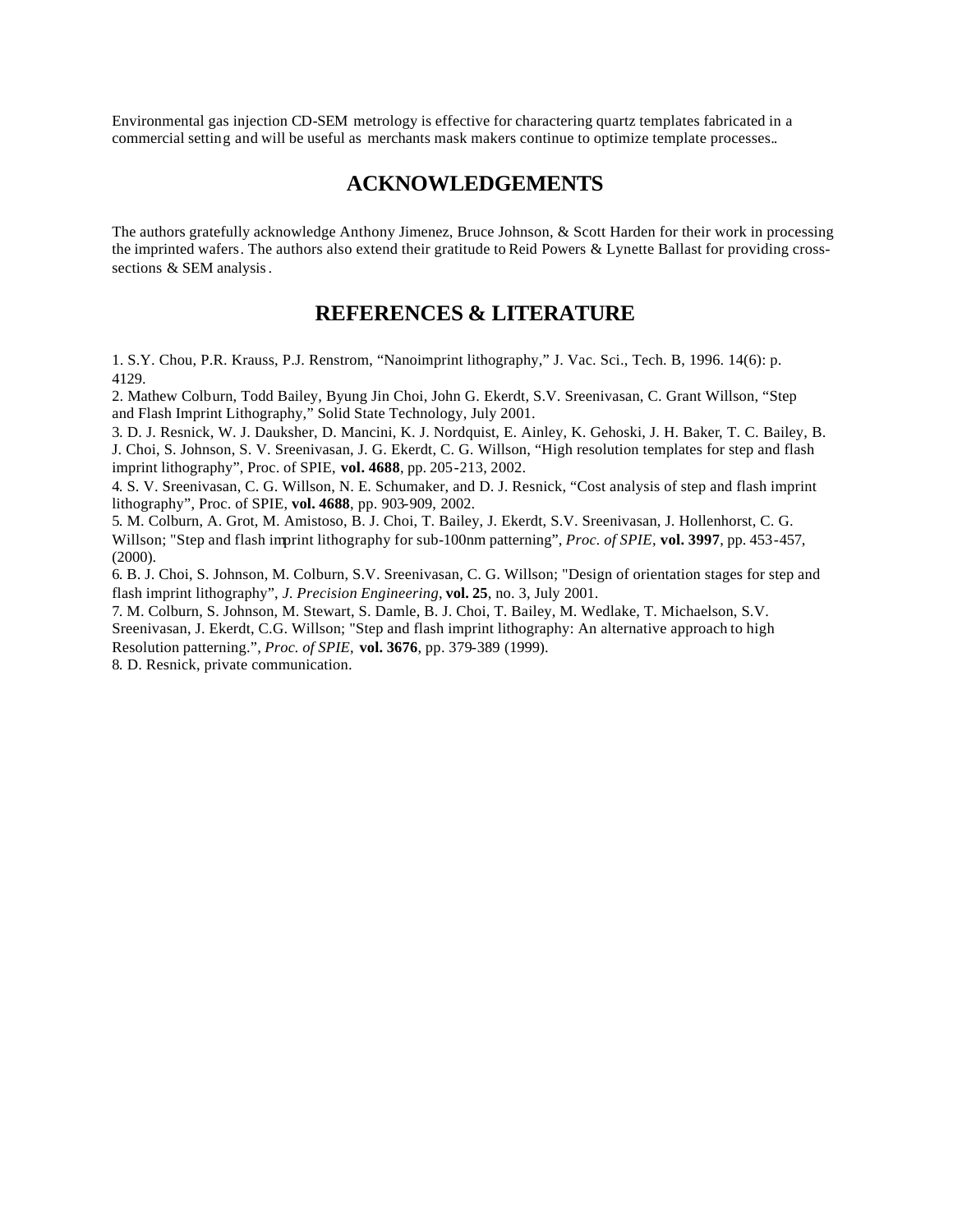Environmental gas injection CD-SEM metrology is effective for charactering quartz templates fabricated in a commercial setting and will be useful as merchants mask makers continue to optimize template processes..

## ACKNOWLEDGEMENTS

The authors gratefully acknowledge Anthony Jimenez, Bruce Johnson, & Scott Harden for their work in processing the imprinted wafers. The authors also extend their gratitude to Reid Powers & Lynette Ballast for providing cross-sections & SEM analysis.

## REFERENCES & LITERATURE

1. S.Y. Chou, P.R. Krauss, P.J. Renstrom, "Nanoimprint lithography," J. Vac. Sci., Tech. B, 1996. 14(6): p. 4129.
2. Mathew Colburn, Todd Bailey, Byung Jin Choi, John G. Ekerdt, S.V. Sreenivasan, C. Grant Willson, "Step and Flash Imprint Lithography," Solid State Technology, July 2001.
3. D. J. Resnick, W. J. Dauksher, D. Mancini, K. J. Nordquist, E. Ainley, K. Gehoski, J. H. Baker, T. C. Bailey, B. J. Choi, S. Johnson, S. V. Sreenivasan, J. G. Ekerdt, C. G. Willson, "High resolution templates for step and flash imprint lithography", Proc. of SPIE, **vol. 4688**, pp. 205-213, 2002.
4. S. V. Sreenivasan, C. G. Willson, N. E. Schumaker, and D. J. Resnick, "Cost analysis of step and flash imprint lithography", Proc. of SPIE, **vol. 4688**, pp. 903-909, 2002.
5. M. Colburn, A. Grot, M. Amistoso, B. J. Choi, T. Bailey, J. Ekerdt, S.V. Sreenivasan, J. Hollenhorst, C. G. Willson; "Step and flash imprint lithography for sub-100nm patterning", *Proc. of SPIE*, **vol. 3997**, pp. 453-457, (2000).
6. B. J. Choi, S. Johnson, M. Colburn, S.V. Sreenivasan, C. G. Willson; "Design of orientation stages for step and flash imprint lithography", *J. Precision Engineering*, **vol. 25**, no. 3, July 2001.
7. M. Colburn, S. Johnson, M. Stewart, S. Damle, B. J. Choi, T. Bailey, M. Wedlake, T. Michaelson, S.V. Sreenivasan, J. Ekerdt, C.G. Willson; "Step and flash imprint lithography: An alternative approach to high Resolution patterning.", *Proc. of SPIE*, **vol. 3676**, pp. 379-389 (1999).
8. D. Resnick, private communication.